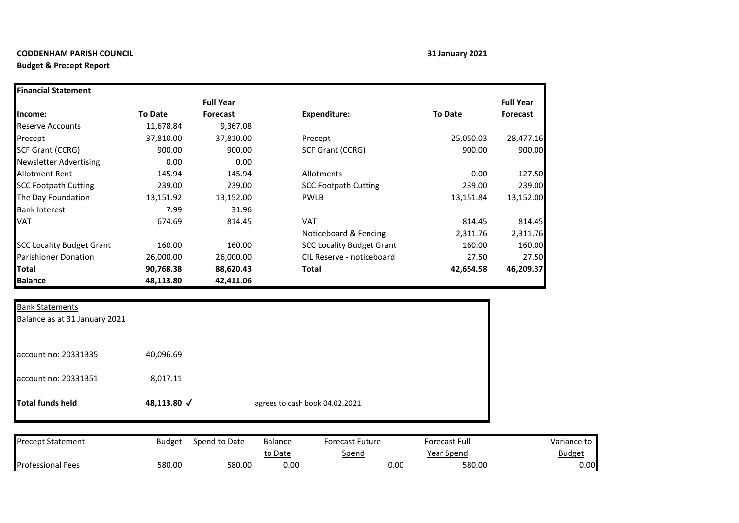**CODDENHAM PARISH COUNCIL**

**31 January 2021**

**Budget & Precept Report**

| **Financial Statement** | | | | | |
|---|---|---|---|---|---|
| | | **Full Year** | | | **Full Year** |
| **Income:** | **To Date** | **Forecast** | **Expenditure:** | **To Date** | **Forecast** |
| Reserve Accounts | 11,678.84 | 9,367.08 | | | |
| Precept | 37,810.00 | 37,810.00 | Precept | 25,050.03 | 28,477.16 |
| SCF Grant (CCRG) | 900.00 | 900.00 | SCF Grant (CCRG) | 900.00 | 900.00 |
| Newsletter Advertising | 0.00 | 0.00 | | | |
| Allotment Rent | 145.94 | 145.94 | Allotments | 0.00 | 127.50 |
| SCC Footpath Cutting | 239.00 | 239.00 | SCC Footpath Cutting | 239.00 | 239.00 |
| The Day Foundation | 13,151.92 | 13,152.00 | PWLB | 13,151.84 | 13,152.00 |
| Bank Interest | 7.99 | 31.96 | | | |
| VAT | 674.69 | 814.45 | VAT | 814.45 | 814.45 |
| | | | Noticeboard & Fencing | 2,311.76 | 2,311.76 |
| SCC Locality Budget Grant | 160.00 | 160.00 | SCC Locality Budget Grant | 160.00 | 160.00 |
| Parishioner Donation | 26,000.00 | 26,000.00 | CIL Reserve - noticeboard | 27.50 | 27.50 |
| **Total** | **90,768.38** | **88,620.43** | **Total** | **42,654.58** | **46,209.37** |
| **Balance** | **48,113.80** | **42,411.06** | | | |

| Bank Statements | | |
|---|---|---|
| Balance as at 31 January 2021 | | |
| account no: 20331335 | 40,096.69 | |
| account no: 20331351 | 8,017.11 | |
| **Total funds held** | **48,113.80** ✓ | agrees to cash book 04.02.2021 |

| Precept Statement | Budget | Spend to Date | Balance to Date | Forecast Future Spend | Forecast Full Year Spend | Variance to Budget |
|---|---|---|---|---|---|---|
| Professional Fees | 580.00 | 580.00 | 0.00 | 0.00 | 580.00 | 0.00 |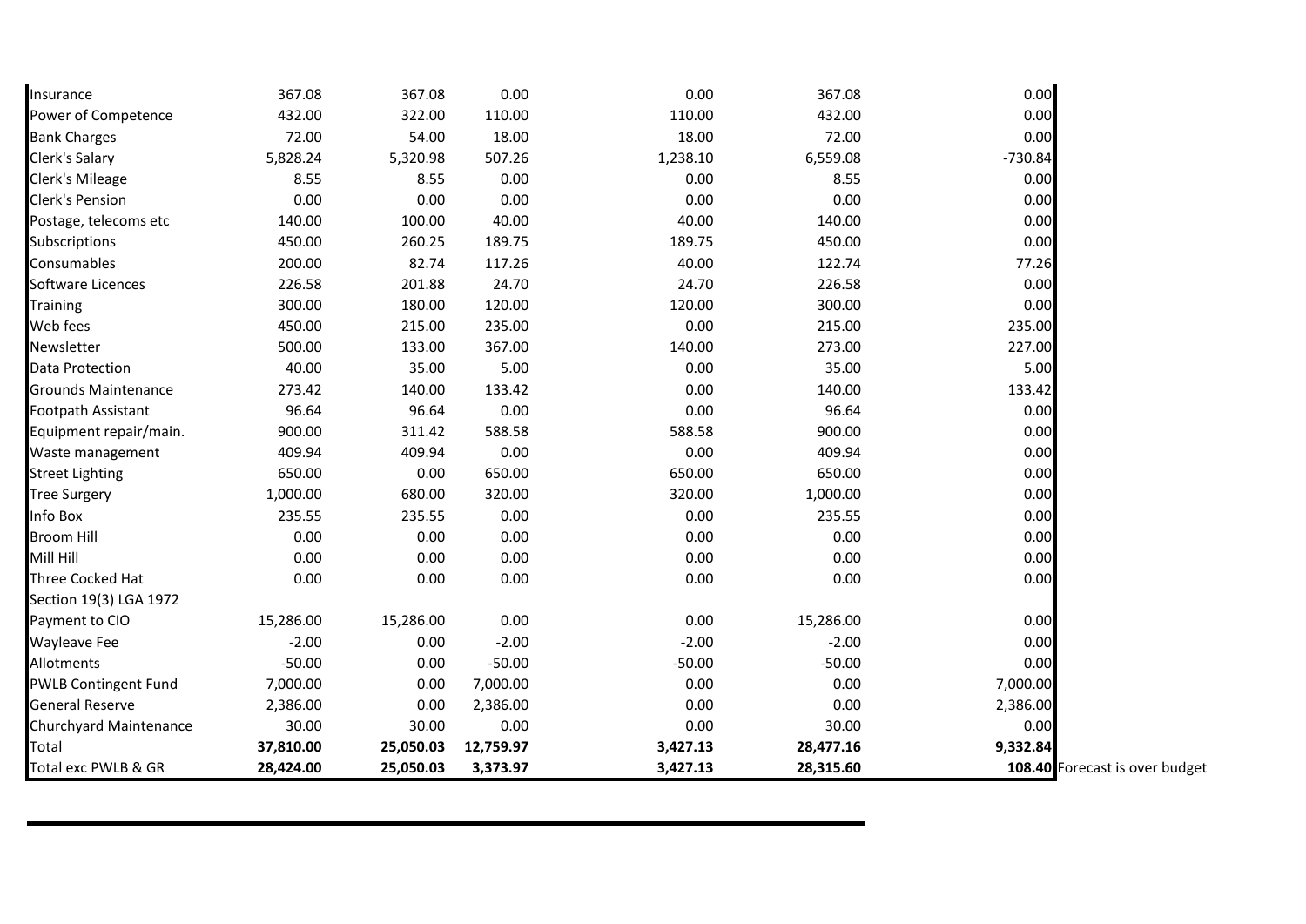| | | | | | | | |
|---|---|---|---|---|---|---|---|
| Insurance | 367.08 | 367.08 | 0.00 | 0.00 | 367.08 | 0.00 | |
| Power of Competence | 432.00 | 322.00 | 110.00 | 110.00 | 432.00 | 0.00 | |
| Bank Charges | 72.00 | 54.00 | 18.00 | 18.00 | 72.00 | 0.00 | |
| Clerk's Salary | 5,828.24 | 5,320.98 | 507.26 | 1,238.10 | 6,559.08 | -730.84 | |
| Clerk's Mileage | 8.55 | 8.55 | 0.00 | 0.00 | 8.55 | 0.00 | |
| Clerk's Pension | 0.00 | 0.00 | 0.00 | 0.00 | 0.00 | 0.00 | |
| Postage, telecoms etc | 140.00 | 100.00 | 40.00 | 40.00 | 140.00 | 0.00 | |
| Subscriptions | 450.00 | 260.25 | 189.75 | 189.75 | 450.00 | 0.00 | |
| Consumables | 200.00 | 82.74 | 117.26 | 40.00 | 122.74 | 77.26 | |
| Software Licences | 226.58 | 201.88 | 24.70 | 24.70 | 226.58 | 0.00 | |
| Training | 300.00 | 180.00 | 120.00 | 120.00 | 300.00 | 0.00 | |
| Web fees | 450.00 | 215.00 | 235.00 | 0.00 | 215.00 | 235.00 | |
| Newsletter | 500.00 | 133.00 | 367.00 | 140.00 | 273.00 | 227.00 | |
| Data Protection | 40.00 | 35.00 | 5.00 | 0.00 | 35.00 | 5.00 | |
| Grounds Maintenance | 273.42 | 140.00 | 133.42 | 0.00 | 140.00 | 133.42 | |
| Footpath Assistant | 96.64 | 96.64 | 0.00 | 0.00 | 96.64 | 0.00 | |
| Equipment repair/main. | 900.00 | 311.42 | 588.58 | 588.58 | 900.00 | 0.00 | |
| Waste management | 409.94 | 409.94 | 0.00 | 0.00 | 409.94 | 0.00 | |
| Street Lighting | 650.00 | 0.00 | 650.00 | 650.00 | 650.00 | 0.00 | |
| Tree Surgery | 1,000.00 | 680.00 | 320.00 | 320.00 | 1,000.00 | 0.00 | |
| Info Box | 235.55 | 235.55 | 0.00 | 0.00 | 235.55 | 0.00 | |
| Broom Hill | 0.00 | 0.00 | 0.00 | 0.00 | 0.00 | 0.00 | |
| Mill Hill | 0.00 | 0.00 | 0.00 | 0.00 | 0.00 | 0.00 | |
| Three Cocked Hat | 0.00 | 0.00 | 0.00 | 0.00 | 0.00 | 0.00 | |
| Section 19(3) LGA 1972 | | | | | | | |
| Payment to CIO | 15,286.00 | 15,286.00 | 0.00 | 0.00 | 15,286.00 | 0.00 | |
| Wayleave Fee | -2.00 | 0.00 | -2.00 | -2.00 | -2.00 | 0.00 | |
| Allotments | -50.00 | 0.00 | -50.00 | -50.00 | -50.00 | 0.00 | |
| PWLB Contingent Fund | 7,000.00 | 0.00 | 7,000.00 | 0.00 | 0.00 | 7,000.00 | |
| General Reserve | 2,386.00 | 0.00 | 2,386.00 | 0.00 | 0.00 | 2,386.00 | |
| Churchyard Maintenance | 30.00 | 30.00 | 0.00 | 0.00 | 30.00 | 0.00 | |
| Total | **37,810.00** | **25,050.03** | **12,759.97** | **3,427.13** | **28,477.16** | **9,332.84** | |
| Total exc PWLB & GR | **28,424.00** | **25,050.03** | **3,373.97** | **3,427.13** | **28,315.60** | **108.40** | Forecast is over budget |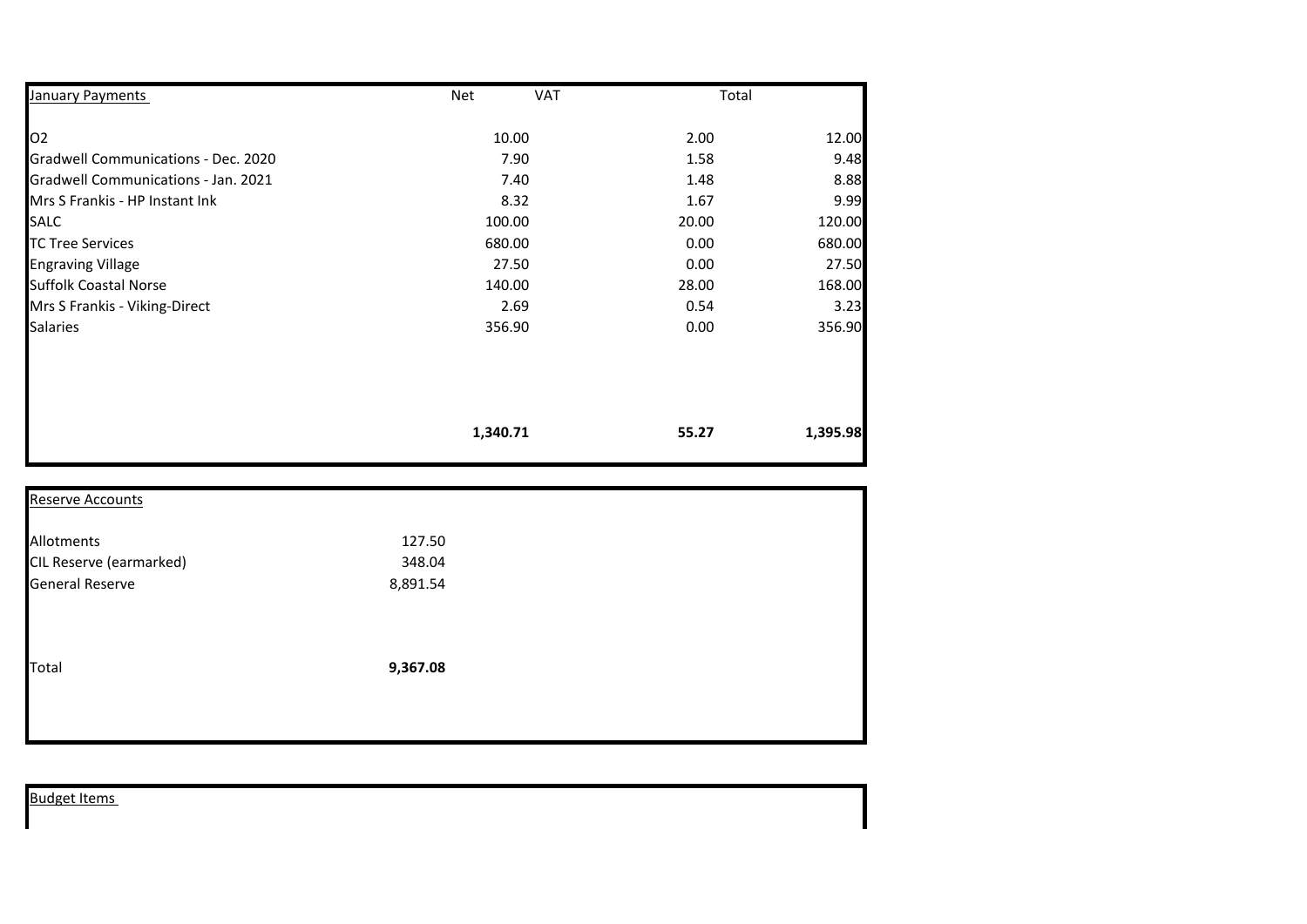| January Payments | Net | VAT | Total |
|---|---|---|---|
| O2 | 10.00 | 2.00 | 12.00 |
| Gradwell Communications - Dec. 2020 | 7.90 | 1.58 | 9.48 |
| Gradwell Communications - Jan. 2021 | 7.40 | 1.48 | 8.88 |
| Mrs S Frankis - HP Instant Ink | 8.32 | 1.67 | 9.99 |
| SALC | 100.00 | 20.00 | 120.00 |
| TC Tree Services | 680.00 | 0.00 | 680.00 |
| Engraving Village | 27.50 | 0.00 | 27.50 |
| Suffolk Coastal Norse | 140.00 | 28.00 | 168.00 |
| Mrs S Frankis - Viking-Direct | 2.69 | 0.54 | 3.23 |
| Salaries | 356.90 | 0.00 | 356.90 |
| | **1,340.71** | **55.27** | **1,395.98** |

| Reserve Accounts | |
|---|---|
| Allotments | 127.50 |
| CIL Reserve (earmarked) | 348.04 |
| General Reserve | 8,891.54 |
| Total | **9,367.08** |

Budget Items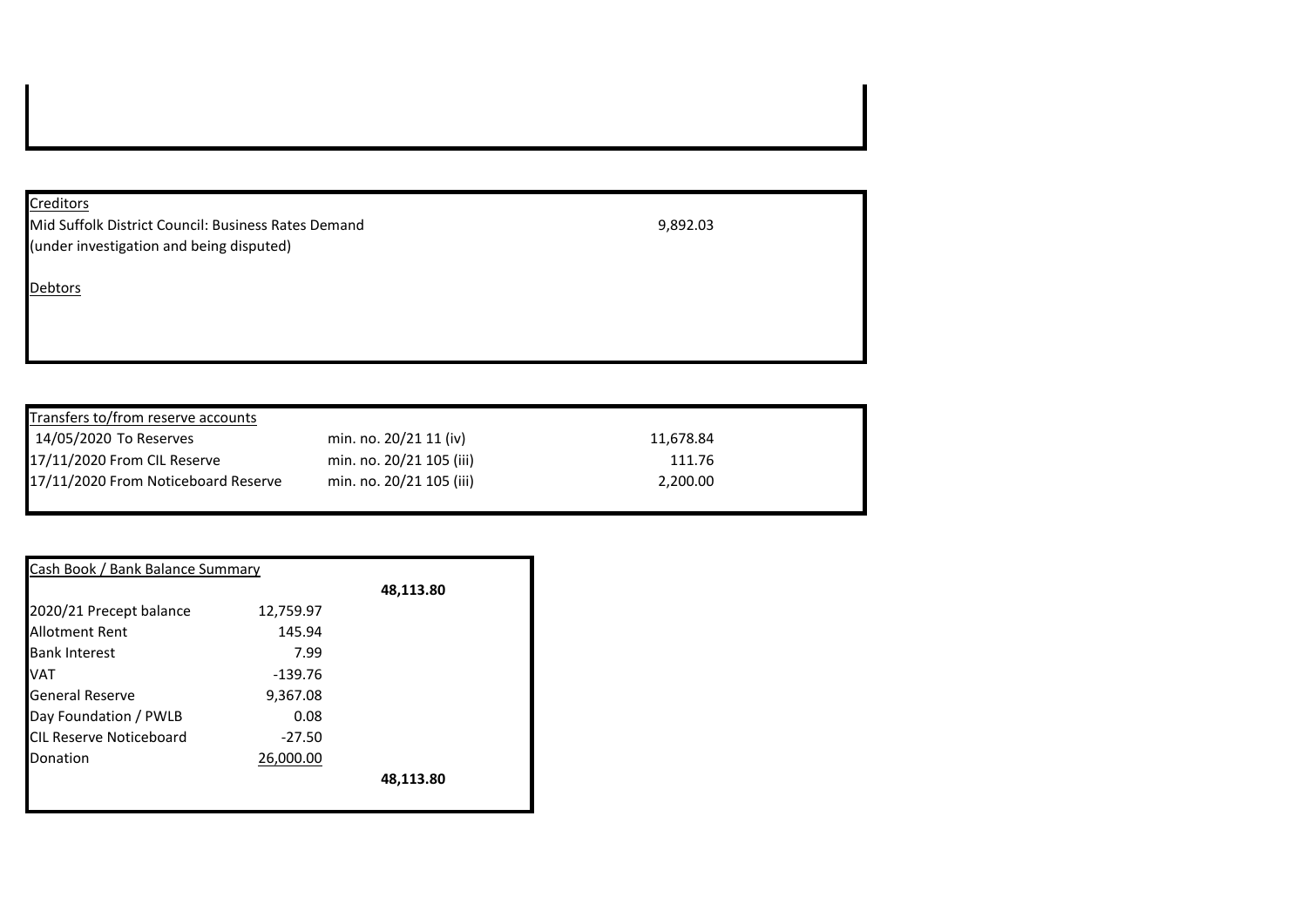| | |
|---|---|
| Creditors | |
| Mid Suffolk District Council: Business Rates Demand | 9,892.03 |
| (under investigation and being disputed) | |
| | |
| Debtors | |

| | | |
|---|---|---|
| Transfers to/from reserve accounts | | |
| 14/05/2020 To Reserves | min. no. 20/21 11 (iv) | 11,678.84 |
| 17/11/2020 From CIL Reserve | min. no. 20/21 105 (iii) | 111.76 |
| 17/11/2020 From Noticeboard Reserve | min. no. 20/21 105 (iii) | 2,200.00 |

| | | |
|---|---|---|
| Cash Book / Bank Balance Summary | | |
| | | **48,113.80** |
| 2020/21 Precept balance | 12,759.97 | |
| Allotment Rent | 145.94 | |
| Bank Interest | 7.99 | |
| VAT | -139.76 | |
| General Reserve | 9,367.08 | |
| Day Foundation / PWLB | 0.08 | |
| CIL Reserve Noticeboard | -27.50 | |
| Donation | 26,000.00 | |
| | | **48,113.80** |